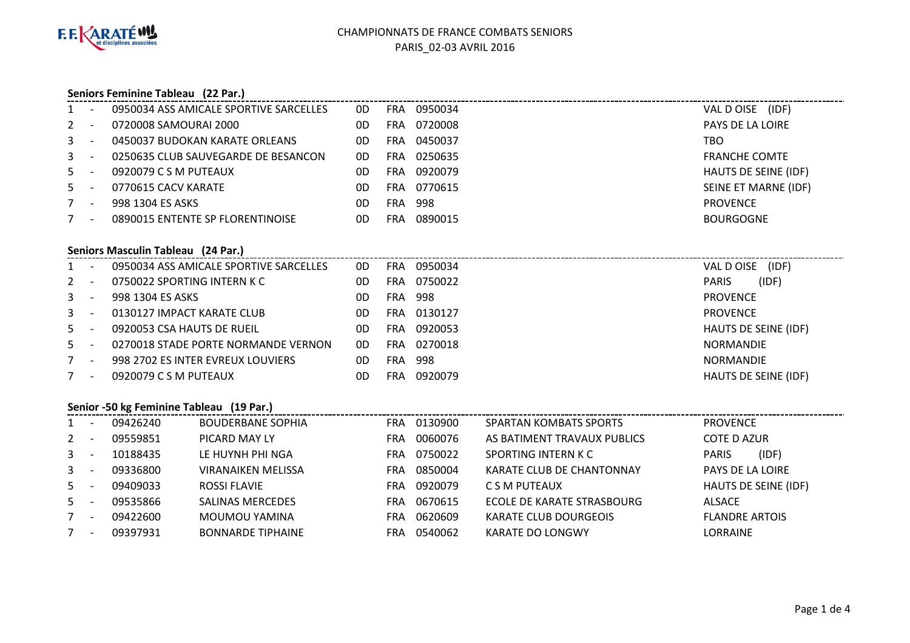F.F. KARATÉ et disciplines associées

# CHAMPIONNATS DE FRANCE COMBATS SENIORS
## PARIS_02-03 AVRIL 2016

### Seniors Feminine Tableau (22 Par.)

| | | | | | | |
|---|---|---|---|---|---|---|
| 1 | - | 0950034 ASS AMICALE SPORTIVE SARCELLES | 0D | FRA | 0950034 | VAL D OISE (IDF) |
| 2 | - | 0720008 SAMOURAI 2000 | 0D | FRA | 0720008 | PAYS DE LA LOIRE |
| 3 | - | 0450037 BUDOKAN KARATE ORLEANS | 0D | FRA | 0450037 | TBO |
| 3 | - | 0250635 CLUB SAUVEGARDE DE BESANCON | 0D | FRA | 0250635 | FRANCHE COMTE |
| 5 | - | 0920079 C S M PUTEAUX | 0D | FRA | 0920079 | HAUTS DE SEINE (IDF) |
| 5 | - | 0770615 CACV KARATE | 0D | FRA | 0770615 | SEINE ET MARNE (IDF) |
| 7 | - | 998 1304 ES ASKS | 0D | FRA | 998 | PROVENCE |
| 7 | - | 0890015 ENTENTE SP FLORENTINOISE | 0D | FRA | 0890015 | BOURGOGNE |

### Seniors Masculin Tableau (24 Par.)

| | | | | | | |
|---|---|---|---|---|---|---|
| 1 | - | 0950034 ASS AMICALE SPORTIVE SARCELLES | 0D | FRA | 0950034 | VAL D OISE (IDF) |
| 2 | - | 0750022 SPORTING INTERN K C | 0D | FRA | 0750022 | PARIS (IDF) |
| 3 | - | 998 1304 ES ASKS | 0D | FRA | 998 | PROVENCE |
| 3 | - | 0130127 IMPACT KARATE CLUB | 0D | FRA | 0130127 | PROVENCE |
| 5 | - | 0920053 CSA HAUTS DE RUEIL | 0D | FRA | 0920053 | HAUTS DE SEINE (IDF) |
| 5 | - | 0270018 STADE PORTE NORMANDE VERNON | 0D | FRA | 0270018 | NORMANDIE |
| 7 | - | 998 2702 ES INTER EVREUX LOUVIERS | 0D | FRA | 998 | NORMANDIE |
| 7 | - | 0920079 C S M PUTEAUX | 0D | FRA | 0920079 | HAUTS DE SEINE (IDF) |

### Senior -50 kg Feminine Tableau (19 Par.)

| | | | | | | | |
|---|---|---|---|---|---|---|---|
| 1 | - | 09426240 | BOUDERBANE SOPHIA | FRA | 0130900 | SPARTAN KOMBATS SPORTS | PROVENCE |
| 2 | - | 09559851 | PICARD MAY LY | FRA | 0060076 | AS BATIMENT TRAVAUX PUBLICS | COTE D AZUR |
| 3 | - | 10188435 | LE HUYNH PHI NGA | FRA | 0750022 | SPORTING INTERN K C | PARIS (IDF) |
| 3 | - | 09336800 | VIRANAIKEN MELISSA | FRA | 0850004 | KARATE CLUB DE CHANTONNAY | PAYS DE LA LOIRE |
| 5 | - | 09409033 | ROSSI FLAVIE | FRA | 0920079 | C S M PUTEAUX | HAUTS DE SEINE (IDF) |
| 5 | - | 09535866 | SALINAS MERCEDES | FRA | 0670615 | ECOLE DE KARATE STRASBOURG | ALSACE |
| 7 | - | 09422600 | MOUMOU YAMINA | FRA | 0620609 | KARATE CLUB DOURGEOIS | FLANDRE ARTOIS |
| 7 | - | 09397931 | BONNARDE TIPHAINE | FRA | 0540062 | KARATE DO LONGWY | LORRAINE |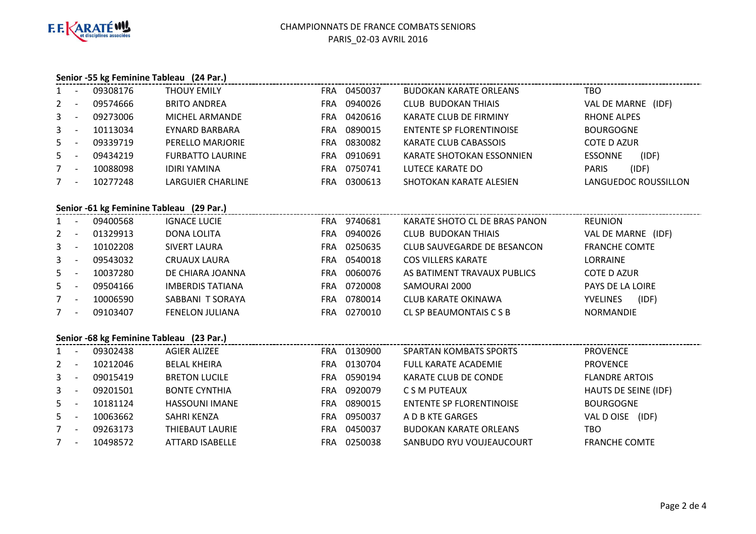# CHAMPIONNATS DE FRANCE COMBATS SENIORS

PARIS_02-03 AVRIL 2016

### Senior -55 kg Feminine Tableau (24 Par.)

| | | | | | | | |
|---|---|---|---|---|---|---|---|
| 1 | - | 09308176 | THOUY EMILY | FRA | 0450037 | BUDOKAN KARATE ORLEANS | TBO |
| 2 | - | 09574666 | BRITO ANDREA | FRA | 0940026 | CLUB BUDOKAN THIAIS | VAL DE MARNE (IDF) |
| 3 | - | 09273006 | MICHEL ARMANDE | FRA | 0420616 | KARATE CLUB DE FIRMINY | RHONE ALPES |
| 3 | - | 10113034 | EYNARD BARBARA | FRA | 0890015 | ENTENTE SP FLORENTINOISE | BOURGOGNE |
| 5 | - | 09339719 | PERELLO MARJORIE | FRA | 0830082 | KARATE CLUB CABASSOIS | COTE D AZUR |
| 5 | - | 09434219 | FURBATTO LAURINE | FRA | 0910691 | KARATE SHOTOKAN ESSONNIEN | ESSONNE (IDF) |
| 7 | - | 10088098 | IDIRI YAMINA | FRA | 0750741 | LUTECE KARATE DO | PARIS (IDF) |
| 7 | - | 10277248 | LARGUIER CHARLINE | FRA | 0300613 | SHOTOKAN KARATE ALESIEN | LANGUEDOC ROUSSILLON |

### Senior -61 kg Feminine Tableau (29 Par.)

| | | | | | | | |
|---|---|---|---|---|---|---|---|
| 1 | - | 09400568 | IGNACE LUCIE | FRA | 9740681 | KARATE SHOTO CL DE BRAS PANON | REUNION |
| 2 | - | 01329913 | DONA LOLITA | FRA | 0940026 | CLUB BUDOKAN THIAIS | VAL DE MARNE (IDF) |
| 3 | - | 10102208 | SIVERT LAURA | FRA | 0250635 | CLUB SAUVEGARDE DE BESANCON | FRANCHE COMTE |
| 3 | - | 09543032 | CRUAUX LAURA | FRA | 0540018 | COS VILLERS KARATE | LORRAINE |
| 5 | - | 10037280 | DE CHIARA JOANNA | FRA | 0060076 | AS BATIMENT TRAVAUX PUBLICS | COTE D AZUR |
| 5 | - | 09504166 | IMBERDIS TATIANA | FRA | 0720008 | SAMOURAI 2000 | PAYS DE LA LOIRE |
| 7 | - | 10006590 | SABBANI T SORAYA | FRA | 0780014 | CLUB KARATE OKINAWA | YVELINES (IDF) |
| 7 | - | 09103407 | FENELON JULIANA | FRA | 0270010 | CL SP BEAUMONTAIS C S B | NORMANDIE |

### Senior -68 kg Feminine Tableau (23 Par.)

| | | | | | | | |
|---|---|---|---|---|---|---|---|
| 1 | - | 09302438 | AGIER ALIZEE | FRA | 0130900 | SPARTAN KOMBATS SPORTS | PROVENCE |
| 2 | - | 10212046 | BELAL KHEIRA | FRA | 0130704 | FULL KARATE ACADEMIE | PROVENCE |
| 3 | - | 09015419 | BRETON LUCILE | FRA | 0590194 | KARATE CLUB DE CONDE | FLANDRE ARTOIS |
| 3 | - | 09201501 | BONTE CYNTHIA | FRA | 0920079 | C S M PUTEAUX | HAUTS DE SEINE (IDF) |
| 5 | - | 10181124 | HASSOUNI IMANE | FRA | 0890015 | ENTENTE SP FLORENTINOISE | BOURGOGNE |
| 5 | - | 10063662 | SAHRI KENZA | FRA | 0950037 | A D B KTE GARGES | VAL D OISE (IDF) |
| 7 | - | 09263173 | THIEBAUT LAURIE | FRA | 0450037 | BUDOKAN KARATE ORLEANS | TBO |
| 7 | - | 10498572 | ATTARD ISABELLE | FRA | 0250038 | SANBUDO RYU VOUJEAUCOURT | FRANCHE COMTE |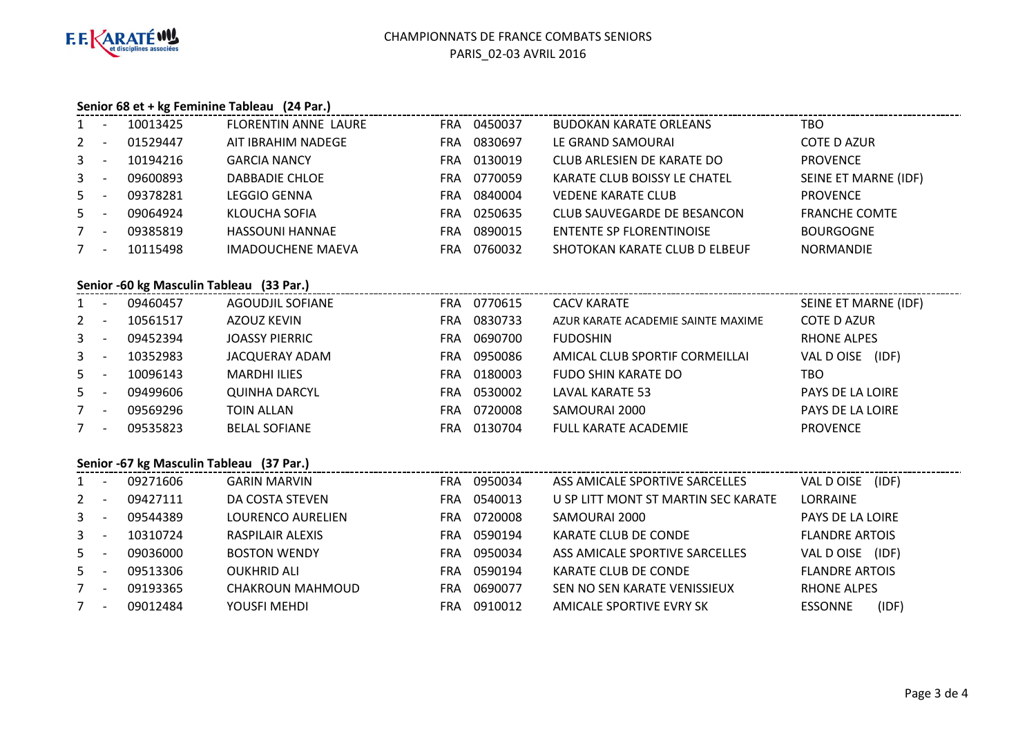CHAMPIONNATS DE FRANCE COMBATS SENIORS
PARIS_02-03 AVRIL 2016

**Senior 68 et + kg Feminine Tableau (24 Par.)**

| | | | | | | | |
|---|---|---|---|---|---|---|---|
| 1 | - | 10013425 | FLORENTIN ANNE LAURE | FRA | 0450037 | BUDOKAN KARATE ORLEANS | TBO |
| 2 | - | 01529447 | AIT IBRAHIM NADEGE | FRA | 0830697 | LE GRAND SAMOURAI | COTE D AZUR |
| 3 | - | 10194216 | GARCIA NANCY | FRA | 0130019 | CLUB ARLESIEN DE KARATE DO | PROVENCE |
| 3 | - | 09600893 | DABBADIE CHLOE | FRA | 0770059 | KARATE CLUB BOISSY LE CHATEL | SEINE ET MARNE (IDF) |
| 5 | - | 09378281 | LEGGIO GENNA | FRA | 0840004 | VEDENE KARATE CLUB | PROVENCE |
| 5 | - | 09064924 | KLOUCHA SOFIA | FRA | 0250635 | CLUB SAUVEGARDE DE BESANCON | FRANCHE COMTE |
| 7 | - | 09385819 | HASSOUNI HANNAE | FRA | 0890015 | ENTENTE SP FLORENTINOISE | BOURGOGNE |
| 7 | - | 10115498 | IMADOUCHENE MAEVA | FRA | 0760032 | SHOTOKAN KARATE CLUB D ELBEUF | NORMANDIE |

**Senior -60 kg Masculin Tableau (33 Par.)**

| | | | | | | | |
|---|---|---|---|---|---|---|---|
| 1 | - | 09460457 | AGOUDJIL SOFIANE | FRA | 0770615 | CACV KARATE | SEINE ET MARNE (IDF) |
| 2 | - | 10561517 | AZOUZ KEVIN | FRA | 0830733 | AZUR KARATE ACADEMIE SAINTE MAXIME | COTE D AZUR |
| 3 | - | 09452394 | JOASSY PIERRIC | FRA | 0690700 | FUDOSHIN | RHONE ALPES |
| 3 | - | 10352983 | JACQUERAY ADAM | FRA | 0950086 | AMICAL CLUB SPORTIF CORMEILLAI | VAL D OISE (IDF) |
| 5 | - | 10096143 | MARDHI ILIES | FRA | 0180003 | FUDO SHIN KARATE DO | TBO |
| 5 | - | 09499606 | QUINHA DARCYL | FRA | 0530002 | LAVAL KARATE 53 | PAYS DE LA LOIRE |
| 7 | - | 09569296 | TOIN ALLAN | FRA | 0720008 | SAMOURAI 2000 | PAYS DE LA LOIRE |
| 7 | - | 09535823 | BELAL SOFIANE | FRA | 0130704 | FULL KARATE ACADEMIE | PROVENCE |

**Senior -67 kg Masculin Tableau (37 Par.)**

| | | | | | | | |
|---|---|---|---|---|---|---|---|
| 1 | - | 09271606 | GARIN MARVIN | FRA | 0950034 | ASS AMICALE SPORTIVE SARCELLES | VAL D OISE (IDF) |
| 2 | - | 09427111 | DA COSTA STEVEN | FRA | 0540013 | U SP LITT MONT ST MARTIN SEC KARATE | LORRAINE |
| 3 | - | 09544389 | LOURENCO AURELIEN | FRA | 0720008 | SAMOURAI 2000 | PAYS DE LA LOIRE |
| 3 | - | 10310724 | RASPILAIR ALEXIS | FRA | 0590194 | KARATE CLUB DE CONDE | FLANDRE ARTOIS |
| 5 | - | 09036000 | BOSTON WENDY | FRA | 0950034 | ASS AMICALE SPORTIVE SARCELLES | VAL D OISE (IDF) |
| 5 | - | 09513306 | OUKHRID ALI | FRA | 0590194 | KARATE CLUB DE CONDE | FLANDRE ARTOIS |
| 7 | - | 09193365 | CHAKROUN MAHMOUD | FRA | 0690077 | SEN NO SEN KARATE VENISSIEUX | RHONE ALPES |
| 7 | - | 09012484 | YOUSFI MEHDI | FRA | 0910012 | AMICALE SPORTIVE EVRY SK | ESSONNE (IDF) |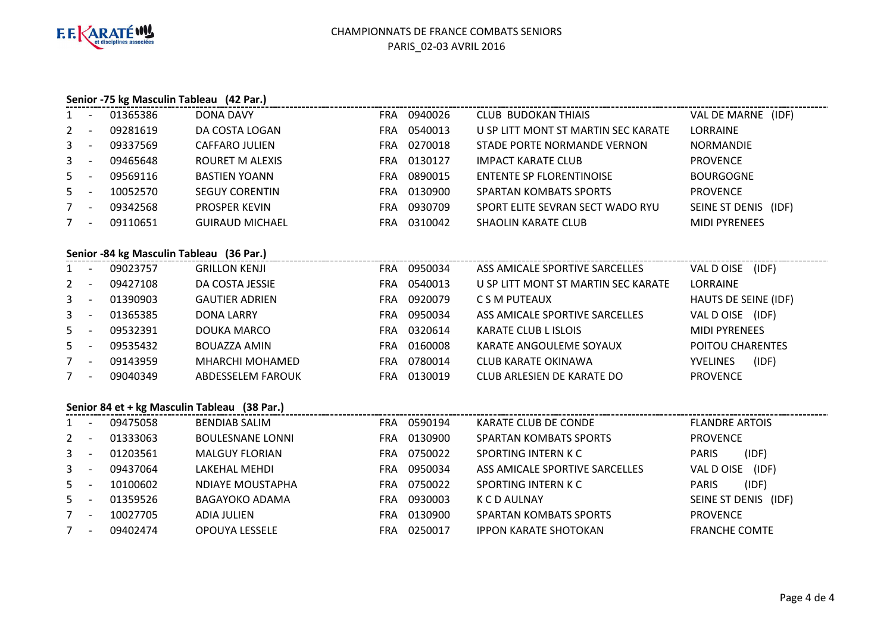CHAMPIONNATS DE FRANCE COMBATS SENIORS
PARIS_02-03 AVRIL 2016

**Senior -75 kg Masculin Tableau (42 Par.)**

| | | | | | | | |
|---|---|---|---|---|---|---|---|
| 1 | - | 01365386 | DONA DAVY | FRA | 0940026 | CLUB BUDOKAN THIAIS | VAL DE MARNE (IDF) |
| 2 | - | 09281619 | DA COSTA LOGAN | FRA | 0540013 | U SP LITT MONT ST MARTIN SEC KARATE | LORRAINE |
| 3 | - | 09337569 | CAFFARO JULIEN | FRA | 0270018 | STADE PORTE NORMANDE VERNON | NORMANDIE |
| 3 | - | 09465648 | ROURET M ALEXIS | FRA | 0130127 | IMPACT KARATE CLUB | PROVENCE |
| 5 | - | 09569116 | BASTIEN YOANN | FRA | 0890015 | ENTENTE SP FLORENTINOISE | BOURGOGNE |
| 5 | - | 10052570 | SEGUY CORENTIN | FRA | 0130900 | SPARTAN KOMBATS SPORTS | PROVENCE |
| 7 | - | 09342568 | PROSPER KEVIN | FRA | 0930709 | SPORT ELITE SEVRAN SECT WADO RYU | SEINE ST DENIS (IDF) |
| 7 | - | 09110651 | GUIRAUD MICHAEL | FRA | 0310042 | SHAOLIN KARATE CLUB | MIDI PYRENEES |

**Senior -84 kg Masculin Tableau (36 Par.)**

| | | | | | | | |
|---|---|---|---|---|---|---|---|
| 1 | - | 09023757 | GRILLON KENJI | FRA | 0950034 | ASS AMICALE SPORTIVE SARCELLES | VAL D OISE (IDF) |
| 2 | - | 09427108 | DA COSTA JESSIE | FRA | 0540013 | U SP LITT MONT ST MARTIN SEC KARATE | LORRAINE |
| 3 | - | 01390903 | GAUTIER ADRIEN | FRA | 0920079 | C S M PUTEAUX | HAUTS DE SEINE (IDF) |
| 3 | - | 01365385 | DONA LARRY | FRA | 0950034 | ASS AMICALE SPORTIVE SARCELLES | VAL D OISE (IDF) |
| 5 | - | 09532391 | DOUKA MARCO | FRA | 0320614 | KARATE CLUB L ISLOIS | MIDI PYRENEES |
| 5 | - | 09535432 | BOUAZZA AMIN | FRA | 0160008 | KARATE ANGOULEME SOYAUX | POITOU CHARENTES |
| 7 | - | 09143959 | MHARCHI MOHAMED | FRA | 0780014 | CLUB KARATE OKINAWA | YVELINES (IDF) |
| 7 | - | 09040349 | ABDESSELEM FAROUK | FRA | 0130019 | CLUB ARLESIEN DE KARATE DO | PROVENCE |

**Senior 84 et + kg Masculin Tableau (38 Par.)**

| | | | | | | | |
|---|---|---|---|---|---|---|---|
| 1 | - | 09475058 | BENDIAB SALIM | FRA | 0590194 | KARATE CLUB DE CONDE | FLANDRE ARTOIS |
| 2 | - | 01333063 | BOULESNANE LONNI | FRA | 0130900 | SPARTAN KOMBATS SPORTS | PROVENCE |
| 3 | - | 01203561 | MALGUY FLORIAN | FRA | 0750022 | SPORTING INTERN K C | PARIS (IDF) |
| 3 | - | 09437064 | LAKEHAL MEHDI | FRA | 0950034 | ASS AMICALE SPORTIVE SARCELLES | VAL D OISE (IDF) |
| 5 | - | 10100602 | NDIAYE MOUSTAPHA | FRA | 0750022 | SPORTING INTERN K C | PARIS (IDF) |
| 5 | - | 01359526 | BAGAYOKO ADAMA | FRA | 0930003 | K C D AULNAY | SEINE ST DENIS (IDF) |
| 7 | - | 10027705 | ADIA JULIEN | FRA | 0130900 | SPARTAN KOMBATS SPORTS | PROVENCE |
| 7 | - | 09402474 | OPOUYA LESSELE | FRA | 0250017 | IPPON KARATE SHOTOKAN | FRANCHE COMTE |